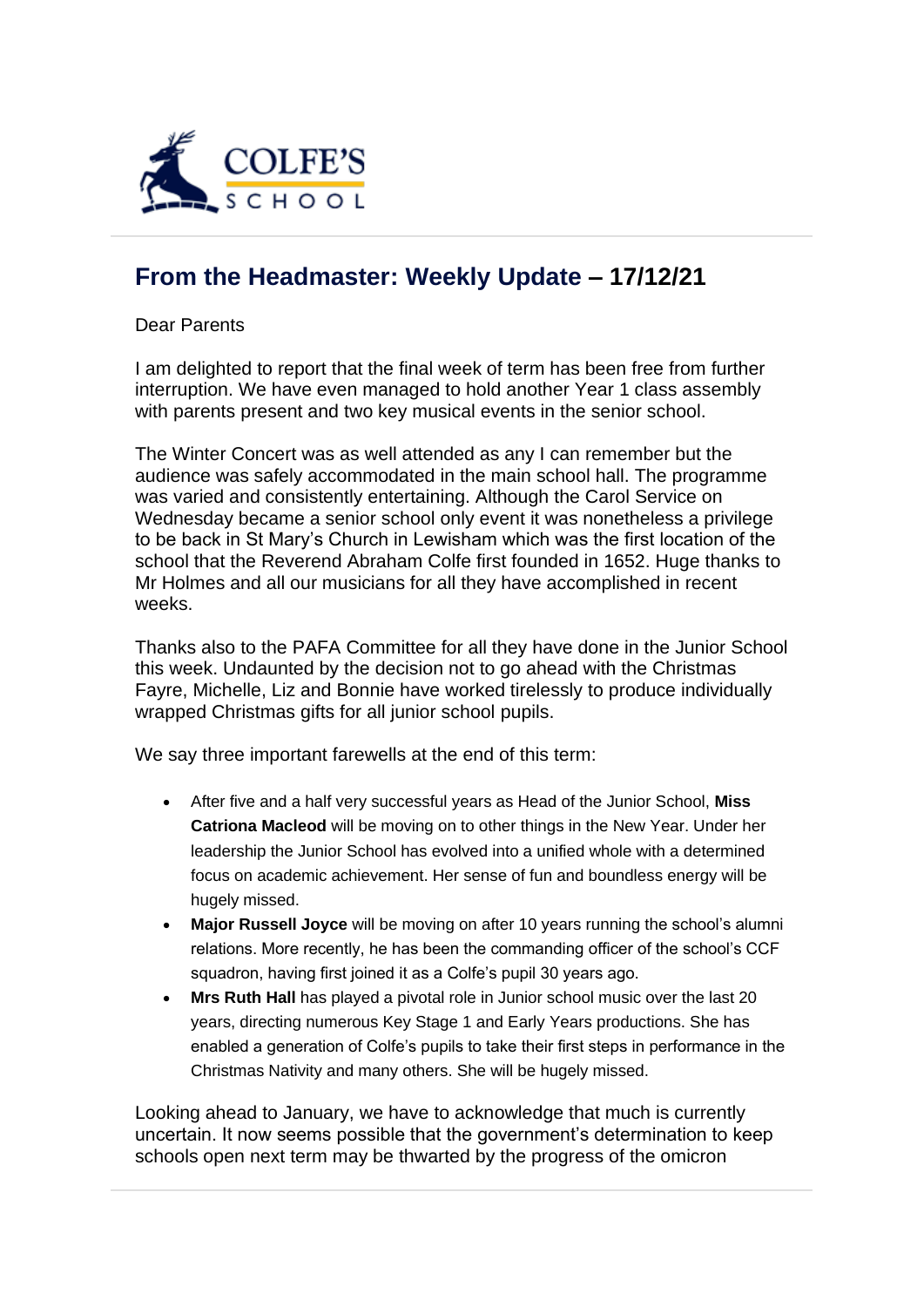COLFE'S SCHOOL

## From the Headmaster: Weekly Update – 17/12/21

Dear Parents

I am delighted to report that the final week of term has been free from further interruption. We have even managed to hold another Year 1 class assembly with parents present and two key musical events in the senior school.

The Winter Concert was as well attended as any I can remember but the audience was safely accommodated in the main school hall. The programme was varied and consistently entertaining. Although the Carol Service on Wednesday became a senior school only event it was nonetheless a privilege to be back in St Mary's Church in Lewisham which was the first location of the school that the Reverend Abraham Colfe first founded in 1652. Huge thanks to Mr Holmes and all our musicians for all they have accomplished in recent weeks.

Thanks also to the PAFA Committee for all they have done in the Junior School this week. Undaunted by the decision not to go ahead with the Christmas Fayre, Michelle, Liz and Bonnie have worked tirelessly to produce individually wrapped Christmas gifts for all junior school pupils.

We say three important farewells at the end of this term:

- After five and a half very successful years as Head of the Junior School, **Miss Catriona Macleod** will be moving on to other things in the New Year. Under her leadership the Junior School has evolved into a unified whole with a determined focus on academic achievement. Her sense of fun and boundless energy will be hugely missed.
- **Major Russell Joyce** will be moving on after 10 years running the school's alumni relations. More recently, he has been the commanding officer of the school's CCF squadron, having first joined it as a Colfe's pupil 30 years ago.
- **Mrs Ruth Hall** has played a pivotal role in Junior school music over the last 20 years, directing numerous Key Stage 1 and Early Years productions. She has enabled a generation of Colfe's pupils to take their first steps in performance in the Christmas Nativity and many others. She will be hugely missed.

Looking ahead to January, we have to acknowledge that much is currently uncertain. It now seems possible that the government's determination to keep schools open next term may be thwarted by the progress of the omicron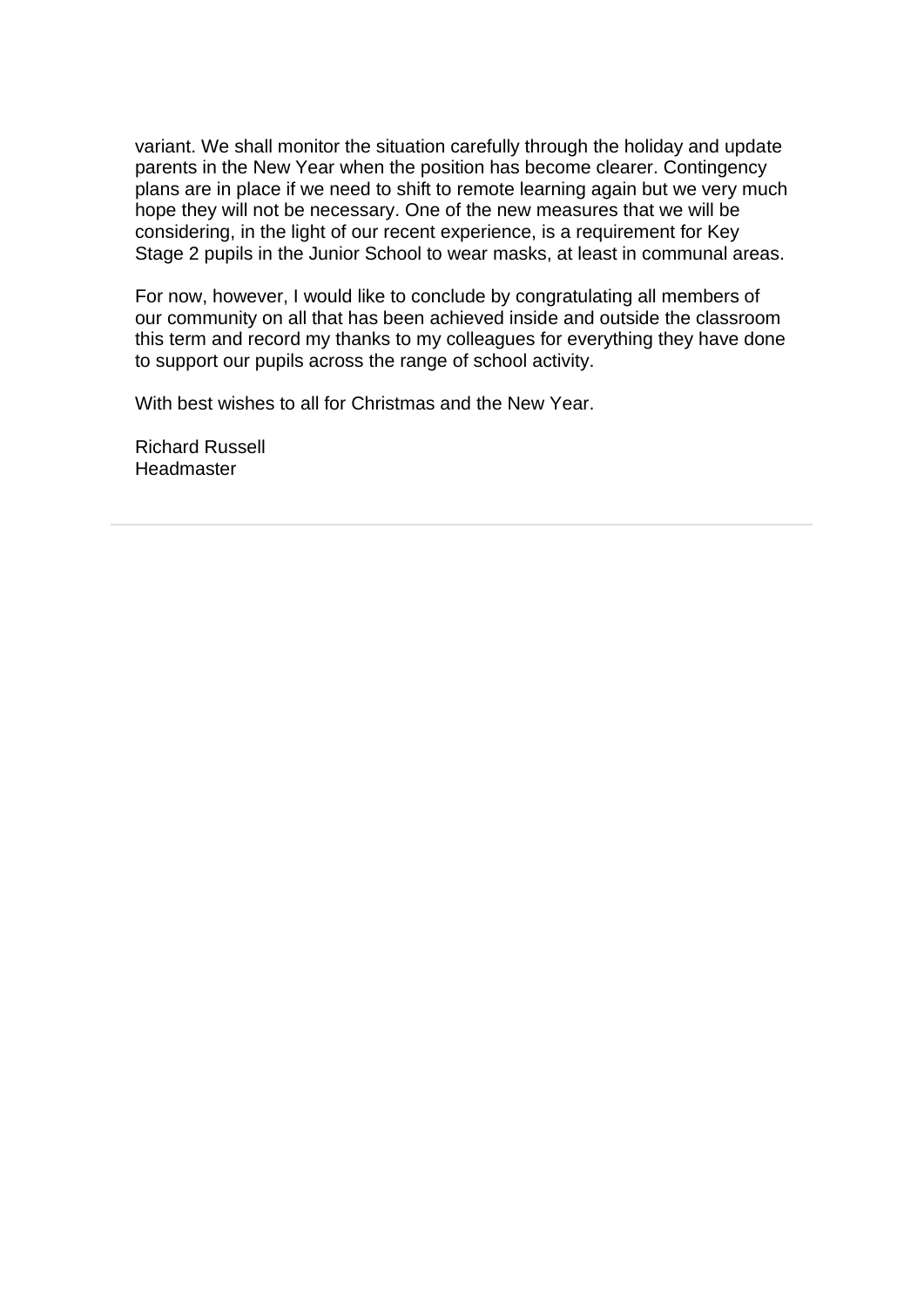variant. We shall monitor the situation carefully through the holiday and update parents in the New Year when the position has become clearer. Contingency plans are in place if we need to shift to remote learning again but we very much hope they will not be necessary. One of the new measures that we will be considering, in the light of our recent experience, is a requirement for Key Stage 2 pupils in the Junior School to wear masks, at least in communal areas.

For now, however, I would like to conclude by congratulating all members of our community on all that has been achieved inside and outside the classroom this term and record my thanks to my colleagues for everything they have done to support our pupils across the range of school activity.

With best wishes to all for Christmas and the New Year.

Richard Russell  
Headmaster

---